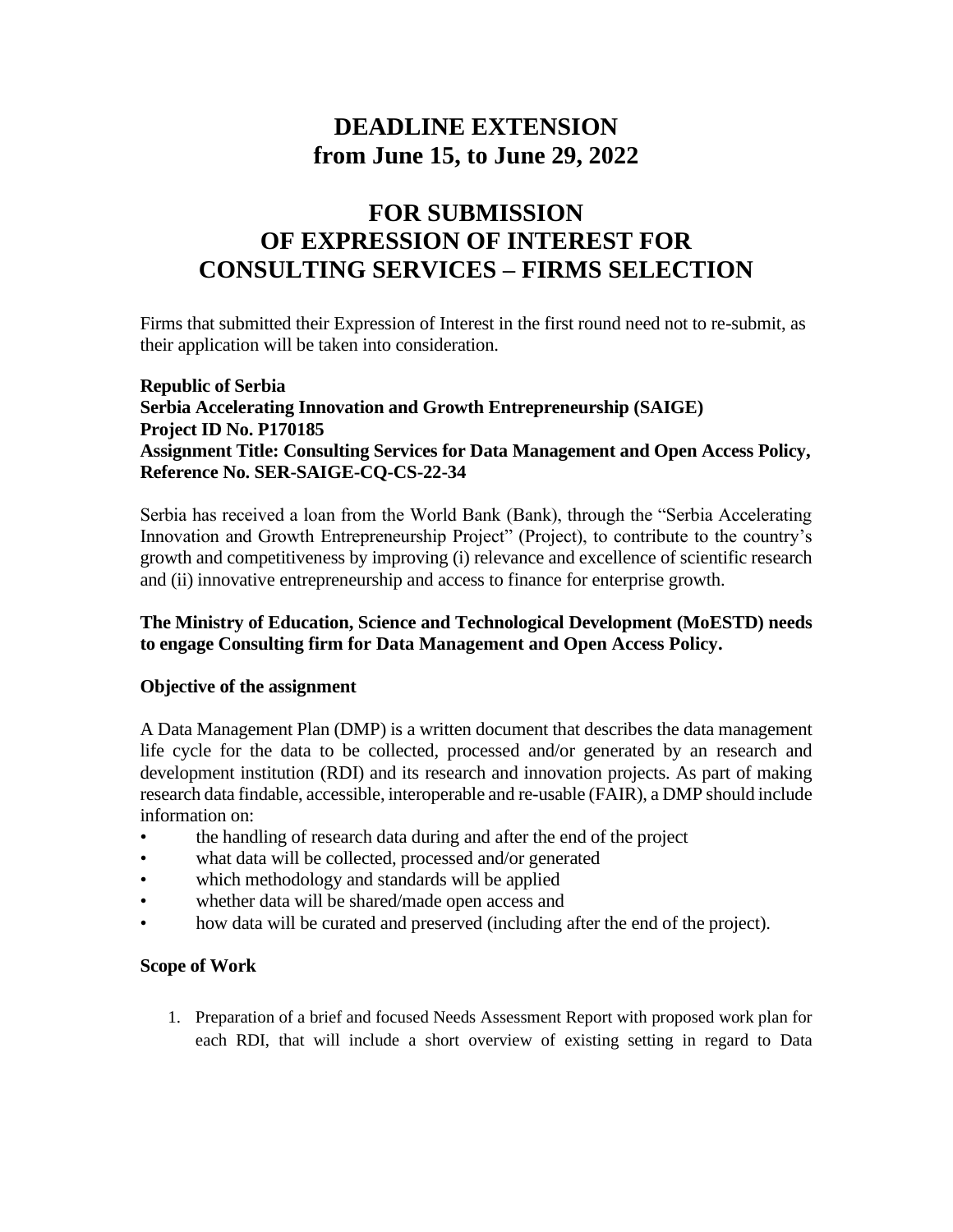# DEADLINE EXTENSION
# from June 15, to June 29, 2022

# FOR SUBMISSION OF EXPRESSION OF INTEREST FOR CONSULTING SERVICES – FIRMS SELECTION

Firms that submitted their Expression of Interest in the first round need not to re-submit, as their application will be taken into consideration.

**Republic of Serbia**
**Serbia Accelerating Innovation and Growth Entrepreneurship (SAIGE)**
**Project ID No. P170185**
**Assignment Title: Consulting Services for Data Management and Open Access Policy, Reference No. SER-SAIGE-CQ-CS-22-34**

Serbia has received a loan from the World Bank (Bank), through the "Serbia Accelerating Innovation and Growth Entrepreneurship Project" (Project), to contribute to the country's growth and competitiveness by improving (i) relevance and excellence of scientific research and (ii) innovative entrepreneurship and access to finance for enterprise growth.

**The Ministry of Education, Science and Technological Development (MoESTD) needs to engage Consulting firm for Data Management and Open Access Policy.**

**Objective of the assignment**

A Data Management Plan (DMP) is a written document that describes the data management life cycle for the data to be collected, processed and/or generated by an research and development institution (RDI) and its research and innovation projects. As part of making research data findable, accessible, interoperable and re-usable (FAIR), a DMP should include information on:

- the handling of research data during and after the end of the project
- what data will be collected, processed and/or generated
- which methodology and standards will be applied
- whether data will be shared/made open access and
- how data will be curated and preserved (including after the end of the project).

**Scope of Work**

1. Preparation of a brief and focused Needs Assessment Report with proposed work plan for each RDI, that will include a short overview of existing setting in regard to Data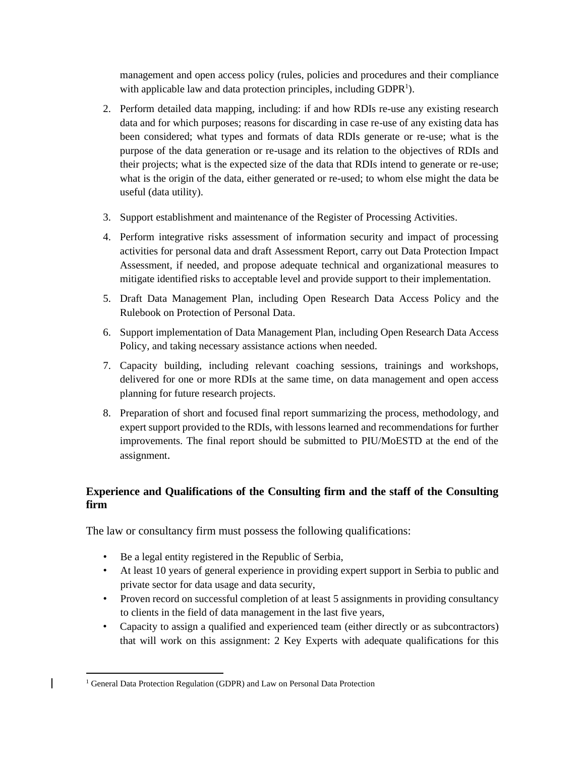management and open access policy (rules, policies and procedures and their compliance with applicable law and data protection principles, including GDPR[1]).

2. Perform detailed data mapping, including: if and how RDIs re-use any existing research data and for which purposes; reasons for discarding in case re-use of any existing data has been considered; what types and formats of data RDIs generate or re-use; what is the purpose of the data generation or re-usage and its relation to the objectives of RDIs and their projects; what is the expected size of the data that RDIs intend to generate or re-use; what is the origin of the data, either generated or re-used; to whom else might the data be useful (data utility).

3. Support establishment and maintenance of the Register of Processing Activities.

4. Perform integrative risks assessment of information security and impact of processing activities for personal data and draft Assessment Report, carry out Data Protection Impact Assessment, if needed, and propose adequate technical and organizational measures to mitigate identified risks to acceptable level and provide support to their implementation.

5. Draft Data Management Plan, including Open Research Data Access Policy and the Rulebook on Protection of Personal Data.

6. Support implementation of Data Management Plan, including Open Research Data Access Policy, and taking necessary assistance actions when needed.

7. Capacity building, including relevant coaching sessions, trainings and workshops, delivered for one or more RDIs at the same time, on data management and open access planning for future research projects.

8. Preparation of short and focused final report summarizing the process, methodology, and expert support provided to the RDIs, with lessons learned and recommendations for further improvements. The final report should be submitted to PIU/MoESTD at the end of the assignment.

### Experience and Qualifications of the Consulting firm and the staff of the Consulting firm

The law or consultancy firm must possess the following qualifications:

- Be a legal entity registered in the Republic of Serbia,
- At least 10 years of general experience in providing expert support in Serbia to public and private sector for data usage and data security,
- Proven record on successful completion of at least 5 assignments in providing consultancy to clients in the field of data management in the last five years,
- Capacity to assign a qualified and experienced team (either directly or as subcontractors) that will work on this assignment: 2 Key Experts with adequate qualifications for this

[1] General Data Protection Regulation (GDPR) and Law on Personal Data Protection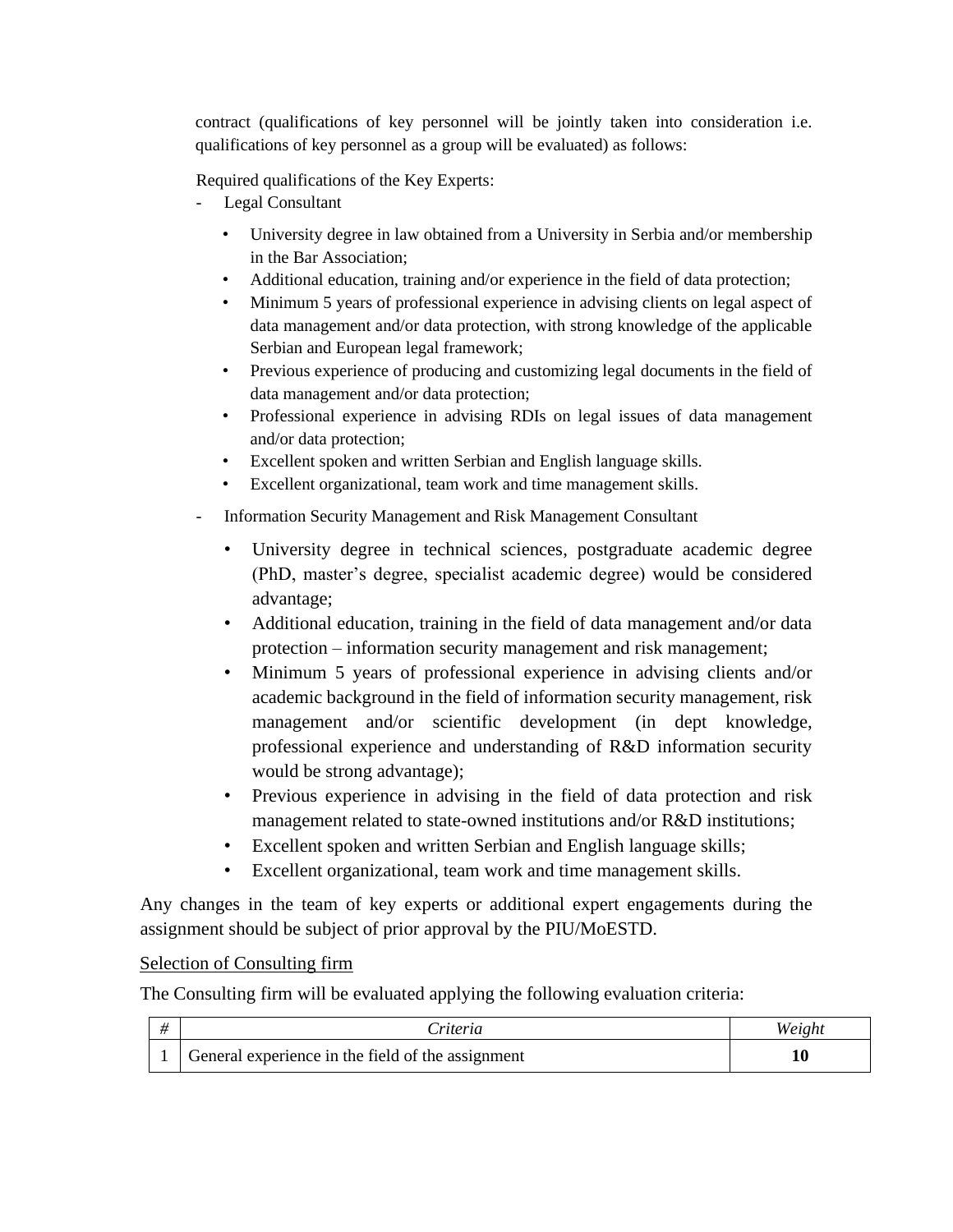contract (qualifications of key personnel will be jointly taken into consideration i.e. qualifications of key personnel as a group will be evaluated) as follows:

Required qualifications of the Key Experts:

- Legal Consultant
  - University degree in law obtained from a University in Serbia and/or membership in the Bar Association;
  - Additional education, training and/or experience in the field of data protection;
  - Minimum 5 years of professional experience in advising clients on legal aspect of data management and/or data protection, with strong knowledge of the applicable Serbian and European legal framework;
  - Previous experience of producing and customizing legal documents in the field of data management and/or data protection;
  - Professional experience in advising RDIs on legal issues of data management and/or data protection;
  - Excellent spoken and written Serbian and English language skills.
  - Excellent organizational, team work and time management skills.
- Information Security Management and Risk Management Consultant
  - University degree in technical sciences, postgraduate academic degree (PhD, master's degree, specialist academic degree) would be considered advantage;
  - Additional education, training in the field of data management and/or data protection – information security management and risk management;
  - Minimum 5 years of professional experience in advising clients and/or academic background in the field of information security management, risk management and/or scientific development (in dept knowledge, professional experience and understanding of R&D information security would be strong advantage);
  - Previous experience in advising in the field of data protection and risk management related to state-owned institutions and/or R&D institutions;
  - Excellent spoken and written Serbian and English language skills;
  - Excellent organizational, team work and time management skills.

Any changes in the team of key experts or additional expert engagements during the assignment should be subject of prior approval by the PIU/MoESTD.

<u>Selection of Consulting firm</u>

The Consulting firm will be evaluated applying the following evaluation criteria:

| *#* | *Criteria* | *Weight* |
|---|---|---|
| 1 | General experience in the field of the assignment | **10** |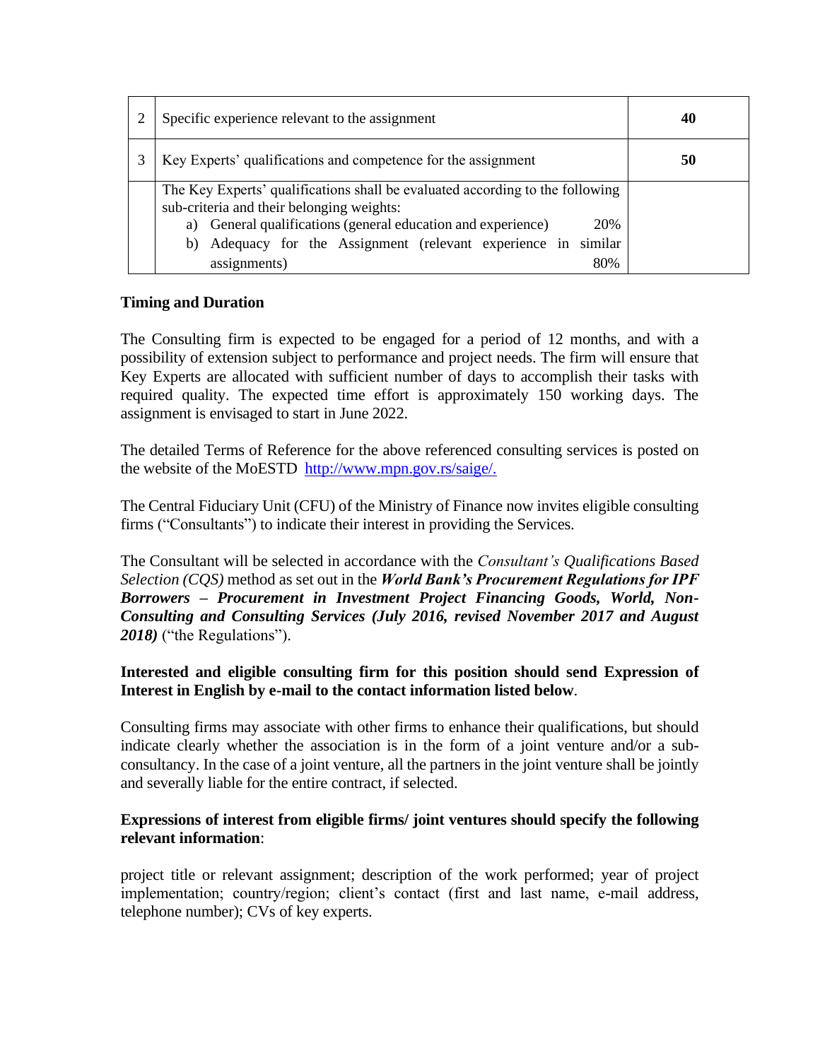| | | |
|---|---|---|
| 2 | Specific experience relevant to the assignment | **40** |
| 3 | Key Experts' qualifications and competence for the assignment | **50** |
| | The Key Experts' qualifications shall be evaluated according to the following sub-criteria and their belonging weights:<br>a) General qualifications (general education and experience) 20%<br>b) Adequacy for the Assignment (relevant experience in similar assignments) 80% | |

**Timing and Duration**

The Consulting firm is expected to be engaged for a period of 12 months, and with a possibility of extension subject to performance and project needs. The firm will ensure that Key Experts are allocated with sufficient number of days to accomplish their tasks with required quality. The expected time effort is approximately 150 working days. The assignment is envisaged to start in June 2022.

The detailed Terms of Reference for the above referenced consulting services is posted on the website of the MoESTD [http://www.mpn.gov.rs/saige/.](http://www.mpn.gov.rs/saige/)

The Central Fiduciary Unit (CFU) of the Ministry of Finance now invites eligible consulting firms ("Consultants") to indicate their interest in providing the Services.

The Consultant will be selected in accordance with the *Consultant's Qualifications Based Selection (CQS)* method as set out in the ***World Bank's Procurement Regulations for IPF Borrowers – Procurement in Investment Project Financing Goods, World, Non-Consulting and Consulting Services (July 2016, revised November 2017 and August 2018)*** ("the Regulations").

**Interested and eligible consulting firm for this position should send Expression of Interest in English by e-mail to the contact information listed below**.

Consulting firms may associate with other firms to enhance their qualifications, but should indicate clearly whether the association is in the form of a joint venture and/or a sub-consultancy. In the case of a joint venture, all the partners in the joint venture shall be jointly and severally liable for the entire contract, if selected.

**Expressions of interest from eligible firms/ joint ventures should specify the following relevant information**:

project title or relevant assignment; description of the work performed; year of project implementation; country/region; client's contact (first and last name, e-mail address, telephone number); CVs of key experts.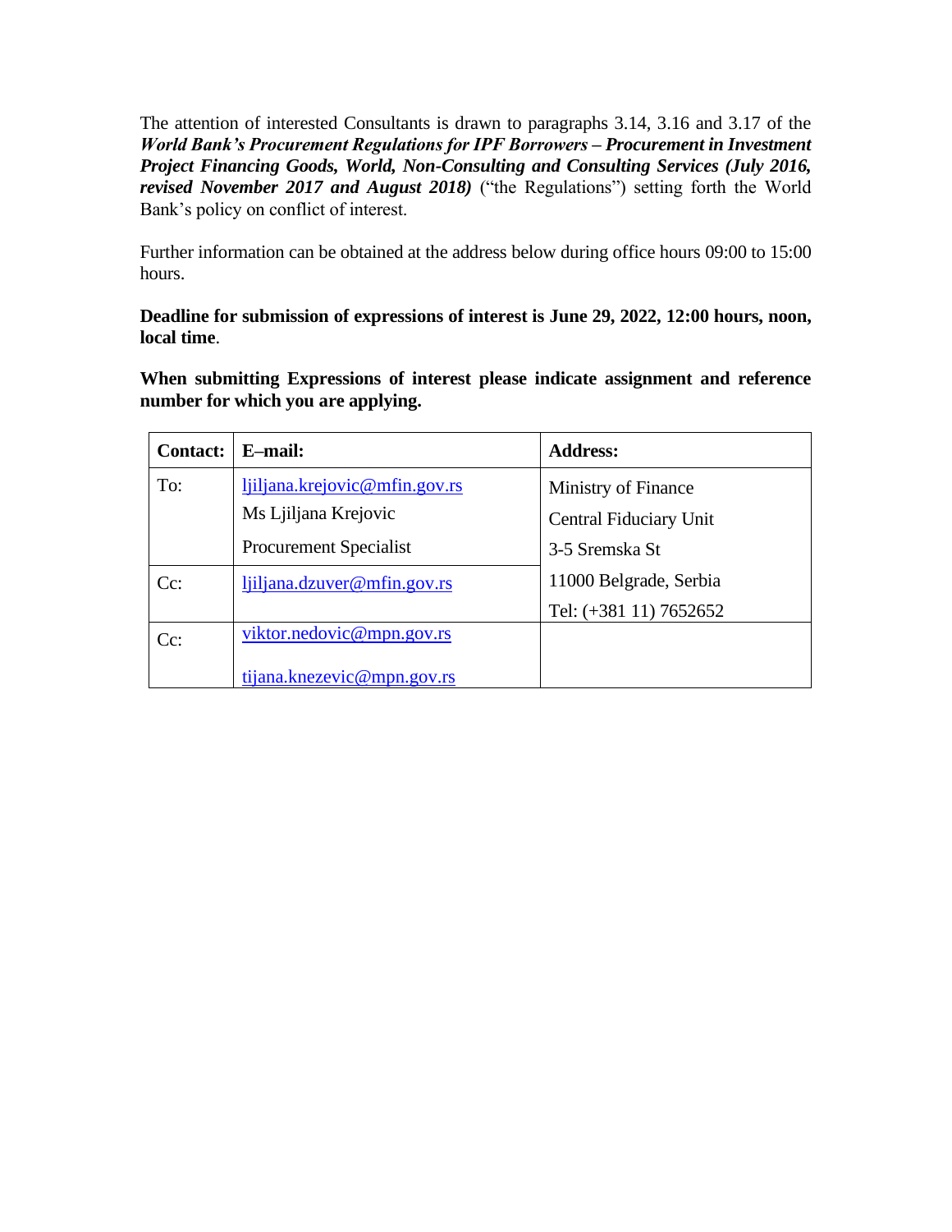The attention of interested Consultants is drawn to paragraphs 3.14, 3.16 and 3.17 of the ***World Bank's Procurement Regulations for IPF Borrowers – Procurement in Investment Project Financing Goods, World, Non-Consulting and Consulting Services (July 2016, revised November 2017 and August 2018)*** ("the Regulations") setting forth the World Bank's policy on conflict of interest.

Further information can be obtained at the address below during office hours 09:00 to 15:00 hours.

**Deadline for submission of expressions of interest is June 29, 2022, 12:00 hours, noon, local time**.

**When submitting Expressions of interest please indicate assignment and reference number for which you are applying.**

| Contact: | E–mail: | Address: |
|---|---|---|
| To: | ljiljana.krejovic@mfin.gov.rs<br>Ms Ljiljana Krejovic<br>Procurement Specialist | Ministry of Finance<br>Central Fiduciary Unit<br>3-5 Sremska St<br>11000 Belgrade, Serbia<br>Tel: (+381 11) 7652652 |
| Cc: | ljiljana.dzuver@mfin.gov.rs | |
| Cc: | viktor.nedovic@mpn.gov.rs<br>tijana.knezevic@mpn.gov.rs | |